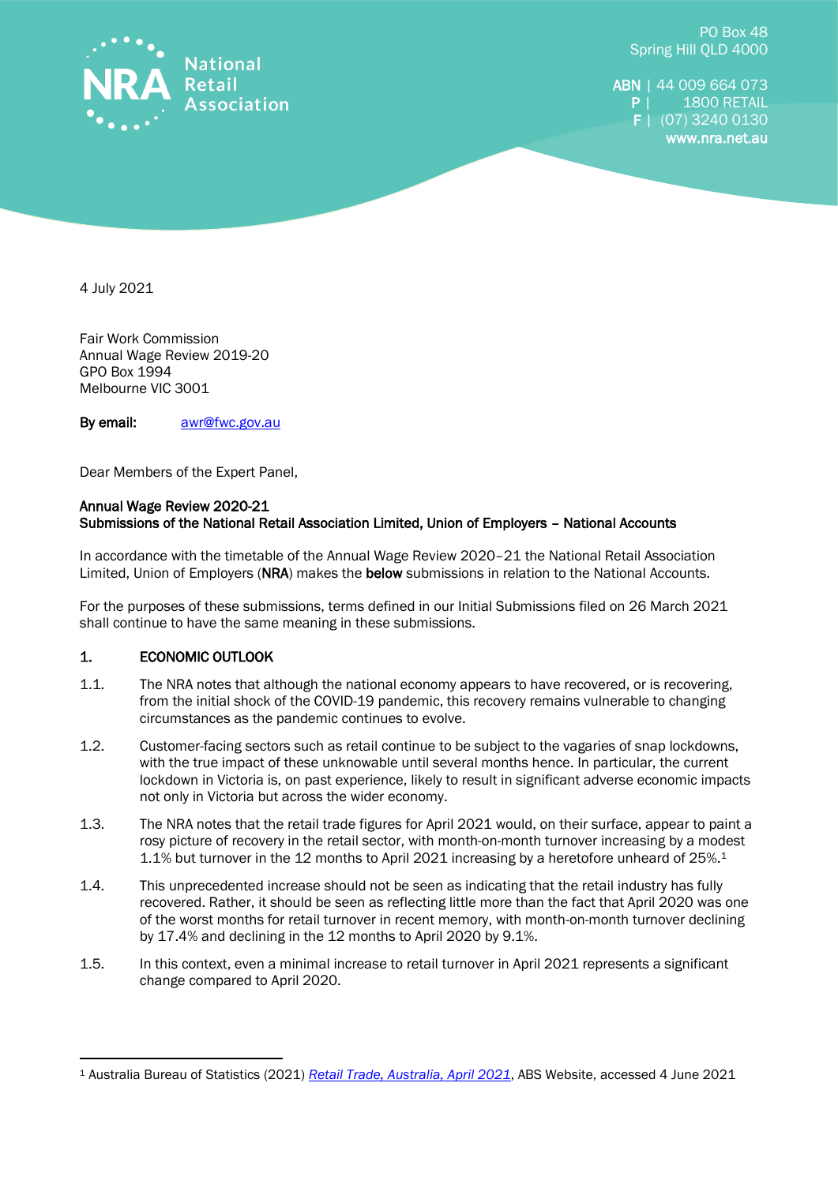National Retail Association

PO Box 48
Spring Hill QLD 4000

**ABN** | 44 009 664 073
**P** | 1800 RETAIL
**F** | (07) 3240 0130
**www.nra.net.au**

4 July 2021

Fair Work Commission
Annual Wage Review 2019-20
GPO Box 1994
Melbourne VIC 3001

**By email:** awr@fwc.gov.au

Dear Members of the Expert Panel,

**Annual Wage Review 2020-21**
**Submissions of the National Retail Association Limited, Union of Employers – National Accounts**

In accordance with the timetable of the Annual Wage Review 2020–21 the National Retail Association Limited, Union of Employers (**NRA**) makes the **below** submissions in relation to the National Accounts.

For the purposes of these submissions, terms defined in our Initial Submissions filed on 26 March 2021 shall continue to have the same meaning in these submissions.

## 1. ECONOMIC OUTLOOK

1.1. The NRA notes that although the national economy appears to have recovered, or is recovering, from the initial shock of the COVID-19 pandemic, this recovery remains vulnerable to changing circumstances as the pandemic continues to evolve.

1.2. Customer-facing sectors such as retail continue to be subject to the vagaries of snap lockdowns, with the true impact of these unknowable until several months hence. In particular, the current lockdown in Victoria is, on past experience, likely to result in significant adverse economic impacts not only in Victoria but across the wider economy.

1.3. The NRA notes that the retail trade figures for April 2021 would, on their surface, appear to paint a rosy picture of recovery in the retail sector, with month-on-month turnover increasing by a modest 1.1% but turnover in the 12 months to April 2021 increasing by a heretofore unheard of 25%.[1]

1.4. This unprecedented increase should not be seen as indicating that the retail industry has fully recovered. Rather, it should be seen as reflecting little more than the fact that April 2020 was one of the worst months for retail turnover in recent memory, with month-on-month turnover declining by 17.4% and declining in the 12 months to April 2020 by 9.1%.

1.5. In this context, even a minimal increase to retail turnover in April 2021 represents a significant change compared to April 2020.

---

[1] Australia Bureau of Statistics (2021) *Retail Trade, Australia, April 2021*, ABS Website, accessed 4 June 2021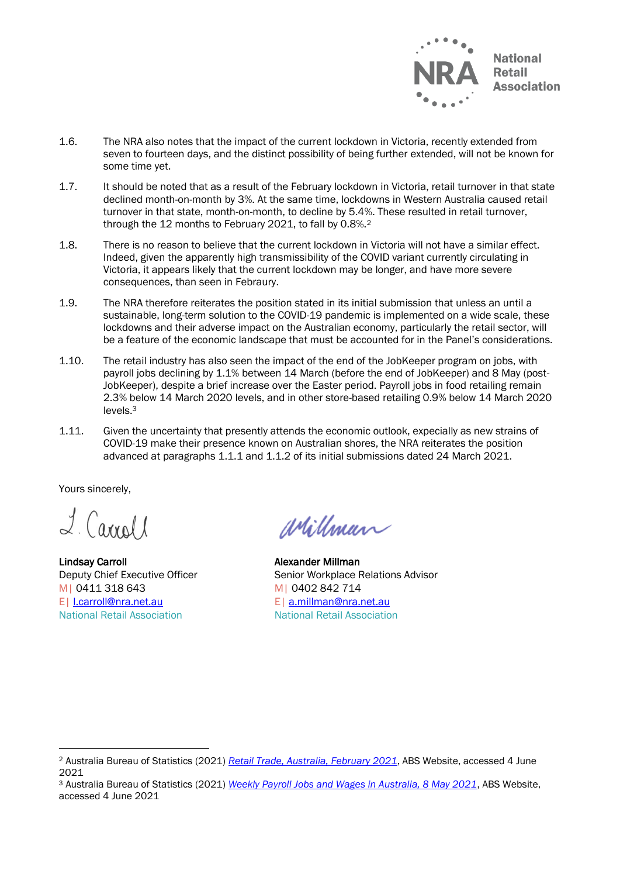1.6. The NRA also notes that the impact of the current lockdown in Victoria, recently extended from seven to fourteen days, and the distinct possibility of being further extended, will not be known for some time yet.

1.7. It should be noted that as a result of the February lockdown in Victoria, retail turnover in that state declined month-on-month by 3%. At the same time, lockdowns in Western Australia caused retail turnover in that state, month-on-month, to decline by 5.4%. These resulted in retail turnover, through the 12 months to February 2021, to fall by 0.8%.[2]

1.8. There is no reason to believe that the current lockdown in Victoria will not have a similar effect. Indeed, given the apparently high transmissibility of the COVID variant currently circulating in Victoria, it appears likely that the current lockdown may be longer, and have more severe consequences, than seen in Febraury.

1.9. The NRA therefore reiterates the position stated in its initial submission that unless an until a sustainable, long-term solution to the COVID-19 pandemic is implemented on a wide scale, these lockdowns and their adverse impact on the Australian economy, particularly the retail sector, will be a feature of the economic landscape that must be accounted for in the Panel's considerations.

1.10. The retail industry has also seen the impact of the end of the JobKeeper program on jobs, with payroll jobs declining by 1.1% between 14 March (before the end of JobKeeper) and 8 May (post-JobKeeper), despite a brief increase over the Easter period. Payroll jobs in food retailing remain 2.3% below 14 March 2020 levels, and in other store-based retailing 0.9% below 14 March 2020 levels.[3]

1.11. Given the uncertainty that presently attends the economic outlook, expecially as new strains of COVID-19 make their presence known on Australian shores, the NRA reiterates the position advanced at paragraphs 1.1.1 and 1.1.2 of its initial submissions dated 24 March 2021.

Yours sincerely,

**Lindsay Carroll**
Deputy Chief Executive Officer
M| 0411 318 643
E| l.carroll@nra.net.au
National Retail Association

**Alexander Millman**
Senior Workplace Relations Advisor
M| 0402 842 714
E| a.millman@nra.net.au
National Retail Association

---

[2] Australia Bureau of Statistics (2021) *Retail Trade, Australia, February 2021*, ABS Website, accessed 4 June 2021

[3] Australia Bureau of Statistics (2021) *Weekly Payroll Jobs and Wages in Australia, 8 May 2021*, ABS Website, accessed 4 June 2021